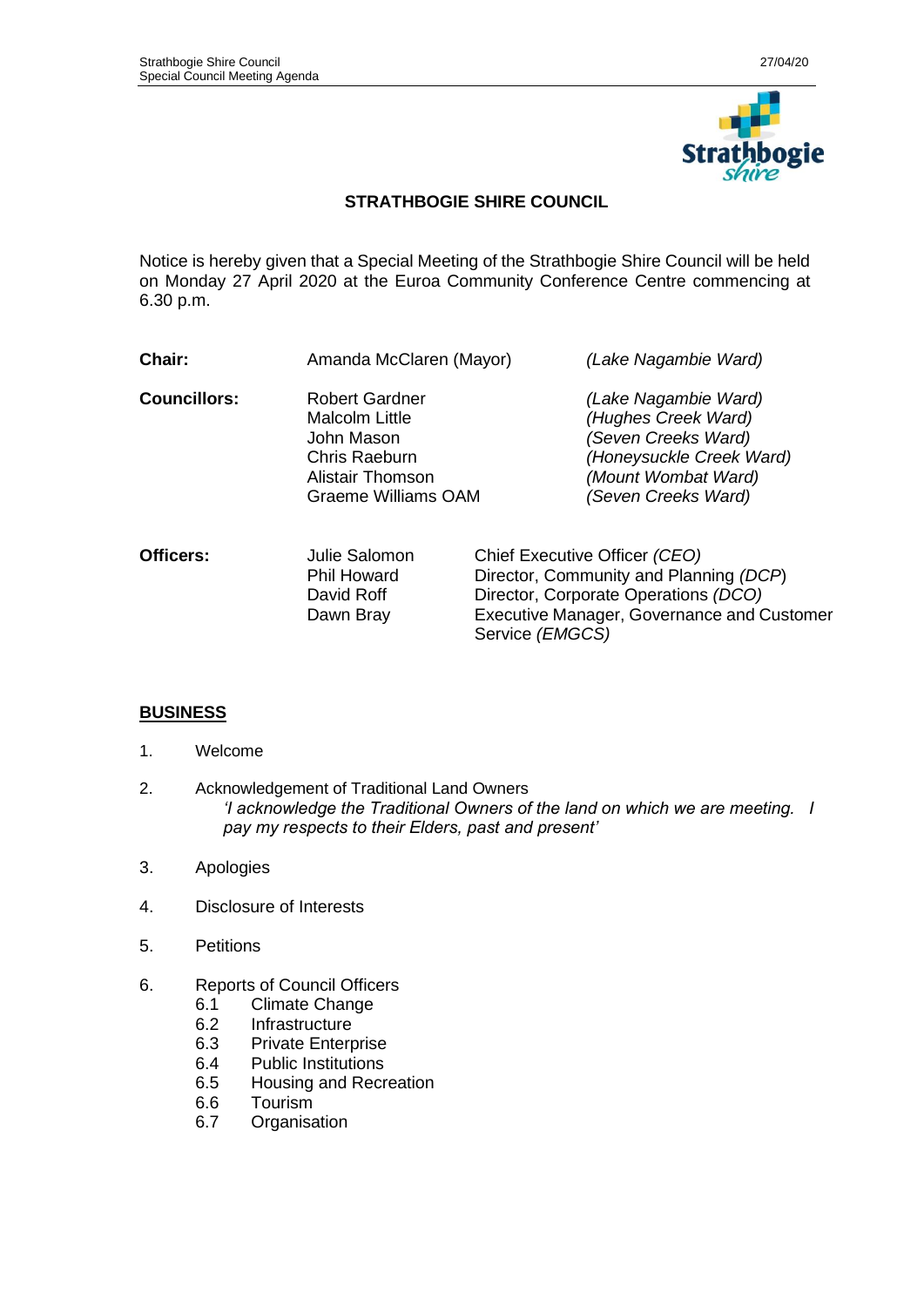# STRATHBOGIE SHIRE COUNCIL

Notice is hereby given that a Special Meeting of the Strathbogie Shire Council will be held on Monday 27 April 2020 at the Euroa Community Conference Centre commencing at 6.30 p.m.

| | | |
|---|---|---|
| **Chair:** | Amanda McClaren (Mayor) | *(Lake Nagambie Ward)* |
| **Councillors:** | Robert Gardner | *(Lake Nagambie Ward)* |
| | Malcolm Little | *(Hughes Creek Ward)* |
| | John Mason | *(Seven Creeks Ward)* |
| | Chris Raeburn | *(Honeysuckle Creek Ward)* |
| | Alistair Thomson | *(Mount Wombat Ward)* |
| | Graeme Williams OAM | *(Seven Creeks Ward)* |

| | | |
|---|---|---|
| **Officers:** | Julie Salomon | Chief Executive Officer *(CEO)* |
| | Phil Howard | Director, Community and Planning *(DCP)* |
| | David Roff | Director, Corporate Operations *(DCO)* |
| | Dawn Bray | Executive Manager, Governance and Customer Service *(EMGCS)* |

## BUSINESS

1. Welcome

2. Acknowledgement of Traditional Land Owners
   *'I acknowledge the Traditional Owners of the land on which we are meeting. I pay my respects to their Elders, past and present'*

3. Apologies

4. Disclosure of Interests

5. Petitions

6. Reports of Council Officers
   - 6.1 Climate Change
   - 6.2 Infrastructure
   - 6.3 Private Enterprise
   - 6.4 Public Institutions
   - 6.5 Housing and Recreation
   - 6.6 Tourism
   - 6.7 Organisation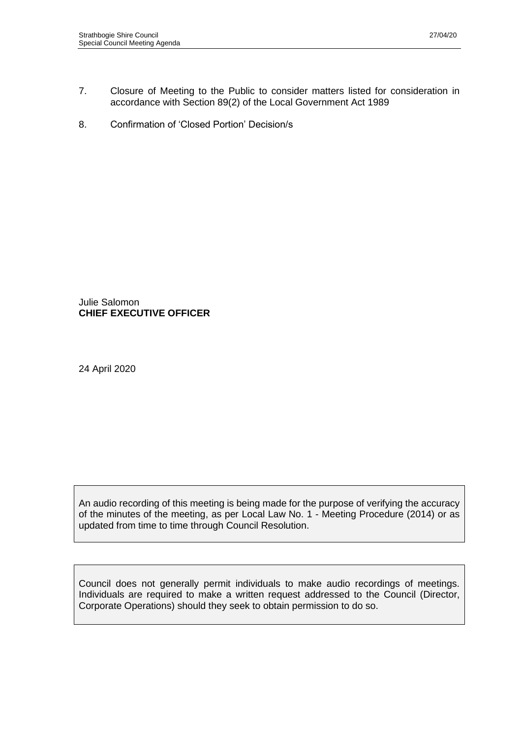7. Closure of Meeting to the Public to consider matters listed for consideration in accordance with Section 89(2) of the Local Government Act 1989

8. Confirmation of 'Closed Portion' Decision/s

Julie Salomon
**CHIEF EXECUTIVE OFFICER**

24 April 2020

An audio recording of this meeting is being made for the purpose of verifying the accuracy of the minutes of the meeting, as per Local Law No. 1 - Meeting Procedure (2014) or as updated from time to time through Council Resolution.

Council does not generally permit individuals to make audio recordings of meetings. Individuals are required to make a written request addressed to the Council (Director, Corporate Operations) should they seek to obtain permission to do so.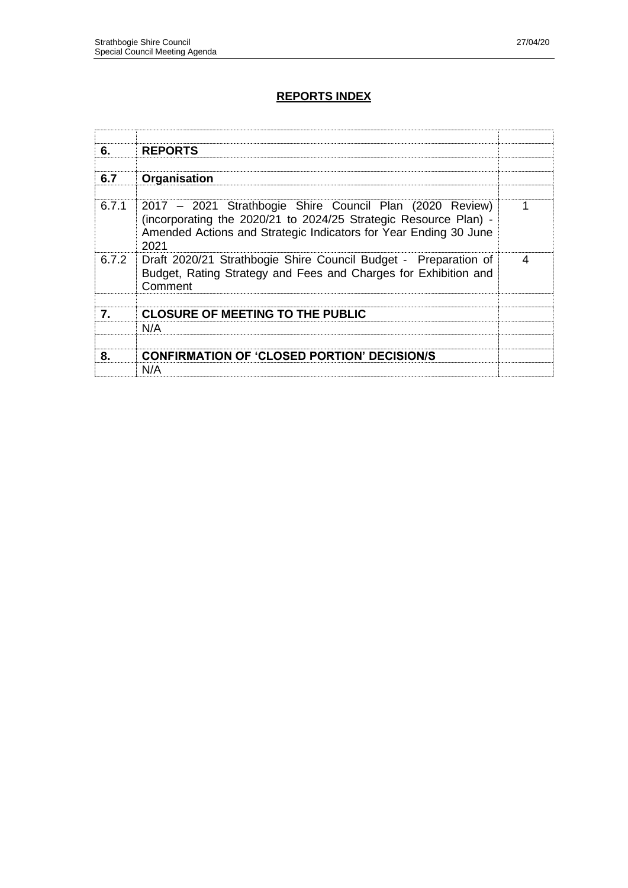# REPORTS INDEX

| | | |
|---|---|---|
| **6.** | **REPORTS** | |
| | | |
| **6.7** | **Organisation** | |
| | | |
| 6.7.1 | 2017 – 2021 Strathbogie Shire Council Plan (2020 Review) (incorporating the 2020/21 to 2024/25 Strategic Resource Plan) - Amended Actions and Strategic Indicators for Year Ending 30 June 2021 | 1 |
| 6.7.2 | Draft 2020/21 Strathbogie Shire Council Budget - Preparation of Budget, Rating Strategy and Fees and Charges for Exhibition and Comment | 4 |
| | | |
| **7.** | **CLOSURE OF MEETING TO THE PUBLIC** | |
| | N/A | |
| | | |
| **8.** | **CONFIRMATION OF 'CLOSED PORTION' DECISION/S** | |
| | N/A | |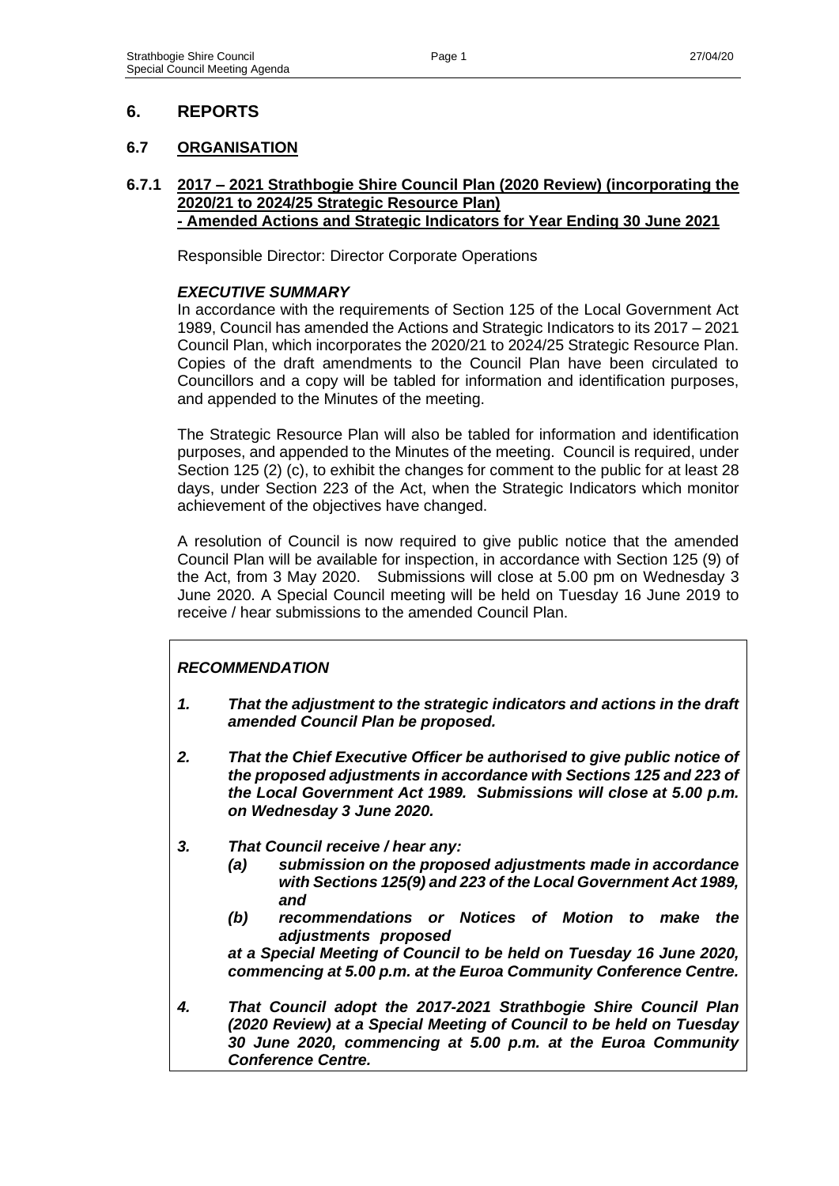# 6. REPORTS

## 6.7 ORGANISATION

### 6.7.1 2017 – 2021 Strathbogie Shire Council Plan (2020 Review) (incorporating the 2020/21 to 2024/25 Strategic Resource Plan) - Amended Actions and Strategic Indicators for Year Ending 30 June 2021

Responsible Director: Director Corporate Operations

***EXECUTIVE SUMMARY***

In accordance with the requirements of Section 125 of the Local Government Act 1989, Council has amended the Actions and Strategic Indicators to its 2017 – 2021 Council Plan, which incorporates the 2020/21 to 2024/25 Strategic Resource Plan. Copies of the draft amendments to the Council Plan have been circulated to Councillors and a copy will be tabled for information and identification purposes, and appended to the Minutes of the meeting.

The Strategic Resource Plan will also be tabled for information and identification purposes, and appended to the Minutes of the meeting. Council is required, under Section 125 (2) (c), to exhibit the changes for comment to the public for at least 28 days, under Section 223 of the Act, when the Strategic Indicators which monitor achievement of the objectives have changed.

A resolution of Council is now required to give public notice that the amended Council Plan will be available for inspection, in accordance with Section 125 (9) of the Act, from 3 May 2020. Submissions will close at 5.00 pm on Wednesday 3 June 2020. A Special Council meeting will be held on Tuesday 16 June 2019 to receive / hear submissions to the amended Council Plan.

***RECOMMENDATION***

***1. That the adjustment to the strategic indicators and actions in the draft amended Council Plan be proposed.***

***2. That the Chief Executive Officer be authorised to give public notice of the proposed adjustments in accordance with Sections 125 and 223 of the Local Government Act 1989. Submissions will close at 5.00 p.m. on Wednesday 3 June 2020.***

***3. That Council receive / hear any:***

- ***(a) submission on the proposed adjustments made in accordance with Sections 125(9) and 223 of the Local Government Act 1989, and***
- ***(b) recommendations or Notices of Motion to make the adjustments proposed***

***at a Special Meeting of Council to be held on Tuesday 16 June 2020, commencing at 5.00 p.m. at the Euroa Community Conference Centre.***

***4. That Council adopt the 2017-2021 Strathbogie Shire Council Plan (2020 Review) at a Special Meeting of Council to be held on Tuesday 30 June 2020, commencing at 5.00 p.m. at the Euroa Community Conference Centre.***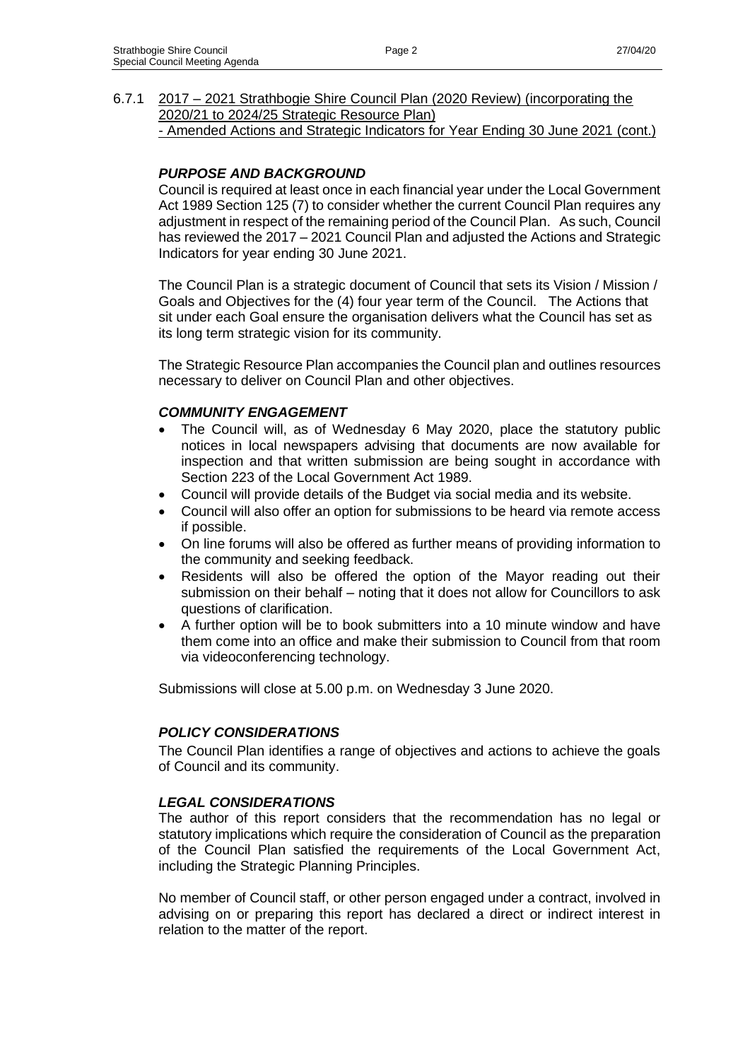6.7.1 2017 – 2021 Strathbogie Shire Council Plan (2020 Review) (incorporating the 2020/21 to 2024/25 Strategic Resource Plan)
- Amended Actions and Strategic Indicators for Year Ending 30 June 2021 (cont.)

### *PURPOSE AND BACKGROUND*

Council is required at least once in each financial year under the Local Government Act 1989 Section 125 (7) to consider whether the current Council Plan requires any adjustment in respect of the remaining period of the Council Plan. As such, Council has reviewed the 2017 – 2021 Council Plan and adjusted the Actions and Strategic Indicators for year ending 30 June 2021.

The Council Plan is a strategic document of Council that sets its Vision / Mission / Goals and Objectives for the (4) four year term of the Council. The Actions that sit under each Goal ensure the organisation delivers what the Council has set as its long term strategic vision for its community.

The Strategic Resource Plan accompanies the Council plan and outlines resources necessary to deliver on Council Plan and other objectives.

### *COMMUNITY ENGAGEMENT*

- The Council will, as of Wednesday 6 May 2020, place the statutory public notices in local newspapers advising that documents are now available for inspection and that written submission are being sought in accordance with Section 223 of the Local Government Act 1989.
- Council will provide details of the Budget via social media and its website.
- Council will also offer an option for submissions to be heard via remote access if possible.
- On line forums will also be offered as further means of providing information to the community and seeking feedback.
- Residents will also be offered the option of the Mayor reading out their submission on their behalf – noting that it does not allow for Councillors to ask questions of clarification.
- A further option will be to book submitters into a 10 minute window and have them come into an office and make their submission to Council from that room via videoconferencing technology.

Submissions will close at 5.00 p.m. on Wednesday 3 June 2020.

### *POLICY CONSIDERATIONS*

The Council Plan identifies a range of objectives and actions to achieve the goals of Council and its community.

### *LEGAL CONSIDERATIONS*

The author of this report considers that the recommendation has no legal or statutory implications which require the consideration of Council as the preparation of the Council Plan satisfied the requirements of the Local Government Act, including the Strategic Planning Principles.

No member of Council staff, or other person engaged under a contract, involved in advising on or preparing this report has declared a direct or indirect interest in relation to the matter of the report.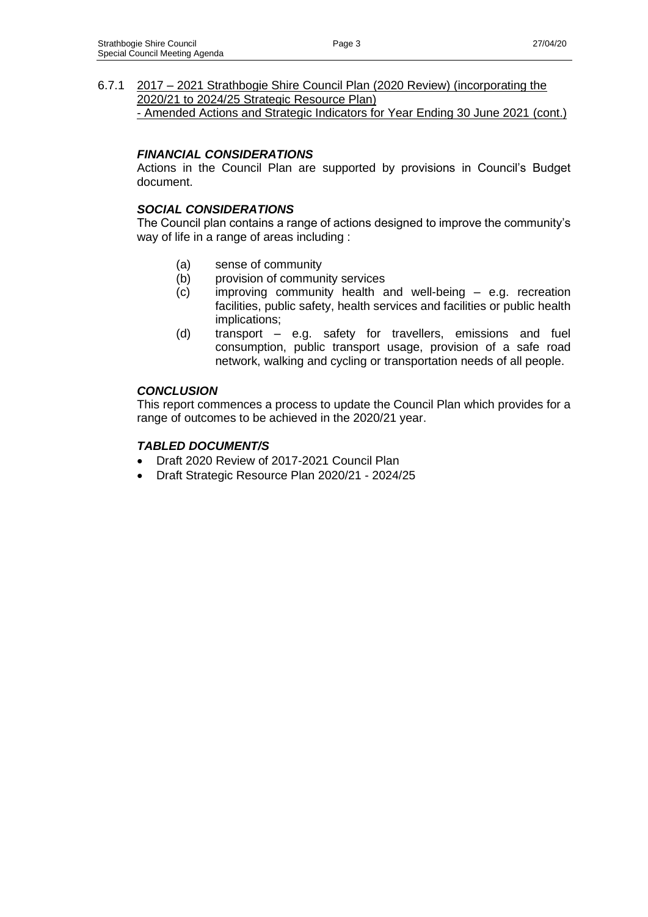6.7.1 2017 – 2021 Strathbogie Shire Council Plan (2020 Review) (incorporating the 2020/21 to 2024/25 Strategic Resource Plan)
- Amended Actions and Strategic Indicators for Year Ending 30 June 2021 (cont.)

### *FINANCIAL CONSIDERATIONS*

Actions in the Council Plan are supported by provisions in Council's Budget document.

### *SOCIAL CONSIDERATIONS*

The Council plan contains a range of actions designed to improve the community's way of life in a range of areas including :

(a) sense of community
(b) provision of community services
(c) improving community health and well-being – e.g. recreation facilities, public safety, health services and facilities or public health implications;
(d) transport – e.g. safety for travellers, emissions and fuel consumption, public transport usage, provision of a safe road network, walking and cycling or transportation needs of all people.

### *CONCLUSION*

This report commences a process to update the Council Plan which provides for a range of outcomes to be achieved in the 2020/21 year.

### *TABLED DOCUMENT/S*

- Draft 2020 Review of 2017-2021 Council Plan
- Draft Strategic Resource Plan 2020/21 - 2024/25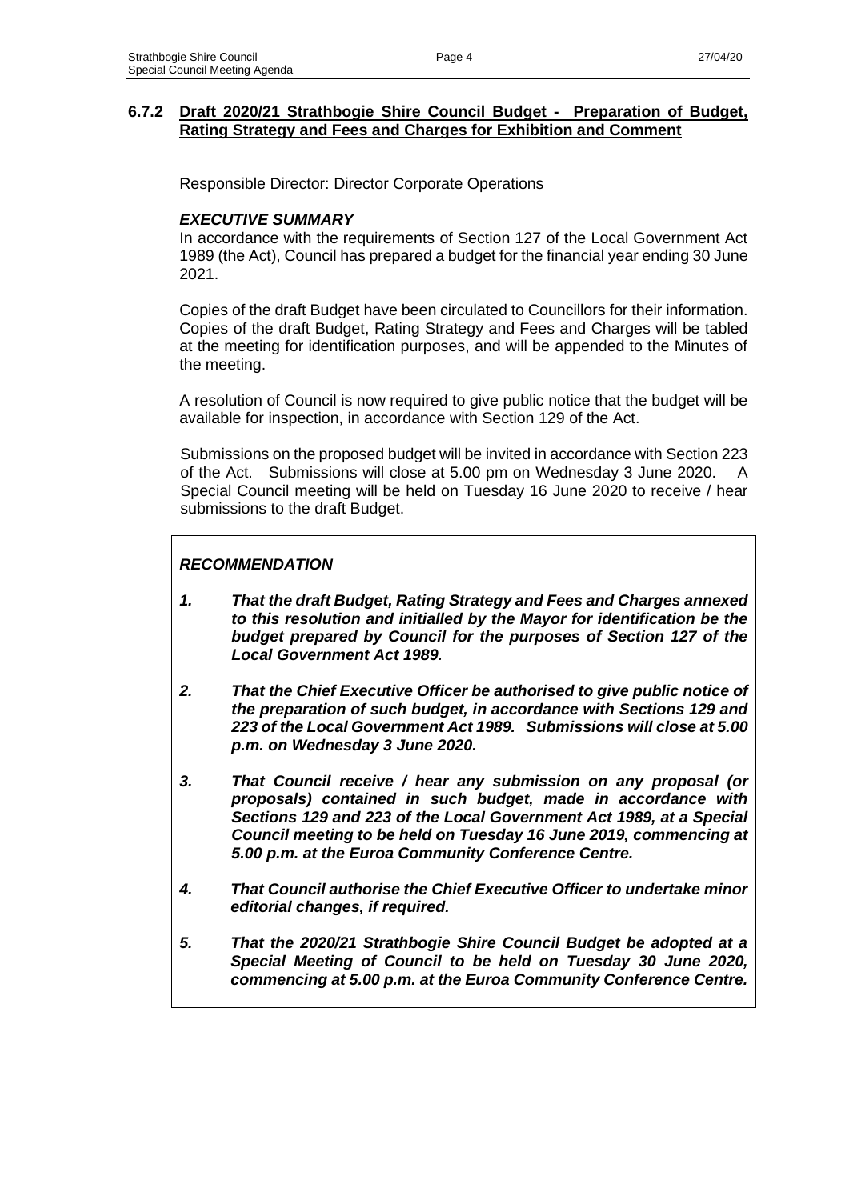### 6.7.2 Draft 2020/21 Strathbogie Shire Council Budget - Preparation of Budget, Rating Strategy and Fees and Charges for Exhibition and Comment

Responsible Director: Director Corporate Operations

***EXECUTIVE SUMMARY***

In accordance with the requirements of Section 127 of the Local Government Act 1989 (the Act), Council has prepared a budget for the financial year ending 30 June 2021.

Copies of the draft Budget have been circulated to Councillors for their information. Copies of the draft Budget, Rating Strategy and Fees and Charges will be tabled at the meeting for identification purposes, and will be appended to the Minutes of the meeting.

A resolution of Council is now required to give public notice that the budget will be available for inspection, in accordance with Section 129 of the Act.

Submissions on the proposed budget will be invited in accordance with Section 223 of the Act. Submissions will close at 5.00 pm on Wednesday 3 June 2020. A Special Council meeting will be held on Tuesday 16 June 2020 to receive / hear submissions to the draft Budget.

***RECOMMENDATION***

1. ***That the draft Budget, Rating Strategy and Fees and Charges annexed to this resolution and initialled by the Mayor for identification be the budget prepared by Council for the purposes of Section 127 of the Local Government Act 1989.***

2. ***That the Chief Executive Officer be authorised to give public notice of the preparation of such budget, in accordance with Sections 129 and 223 of the Local Government Act 1989. Submissions will close at 5.00 p.m. on Wednesday 3 June 2020.***

3. ***That Council receive / hear any submission on any proposal (or proposals) contained in such budget, made in accordance with Sections 129 and 223 of the Local Government Act 1989, at a Special Council meeting to be held on Tuesday 16 June 2019, commencing at 5.00 p.m. at the Euroa Community Conference Centre.***

4. ***That Council authorise the Chief Executive Officer to undertake minor editorial changes, if required.***

5. ***That the 2020/21 Strathbogie Shire Council Budget be adopted at a Special Meeting of Council to be held on Tuesday 30 June 2020, commencing at 5.00 p.m. at the Euroa Community Conference Centre.***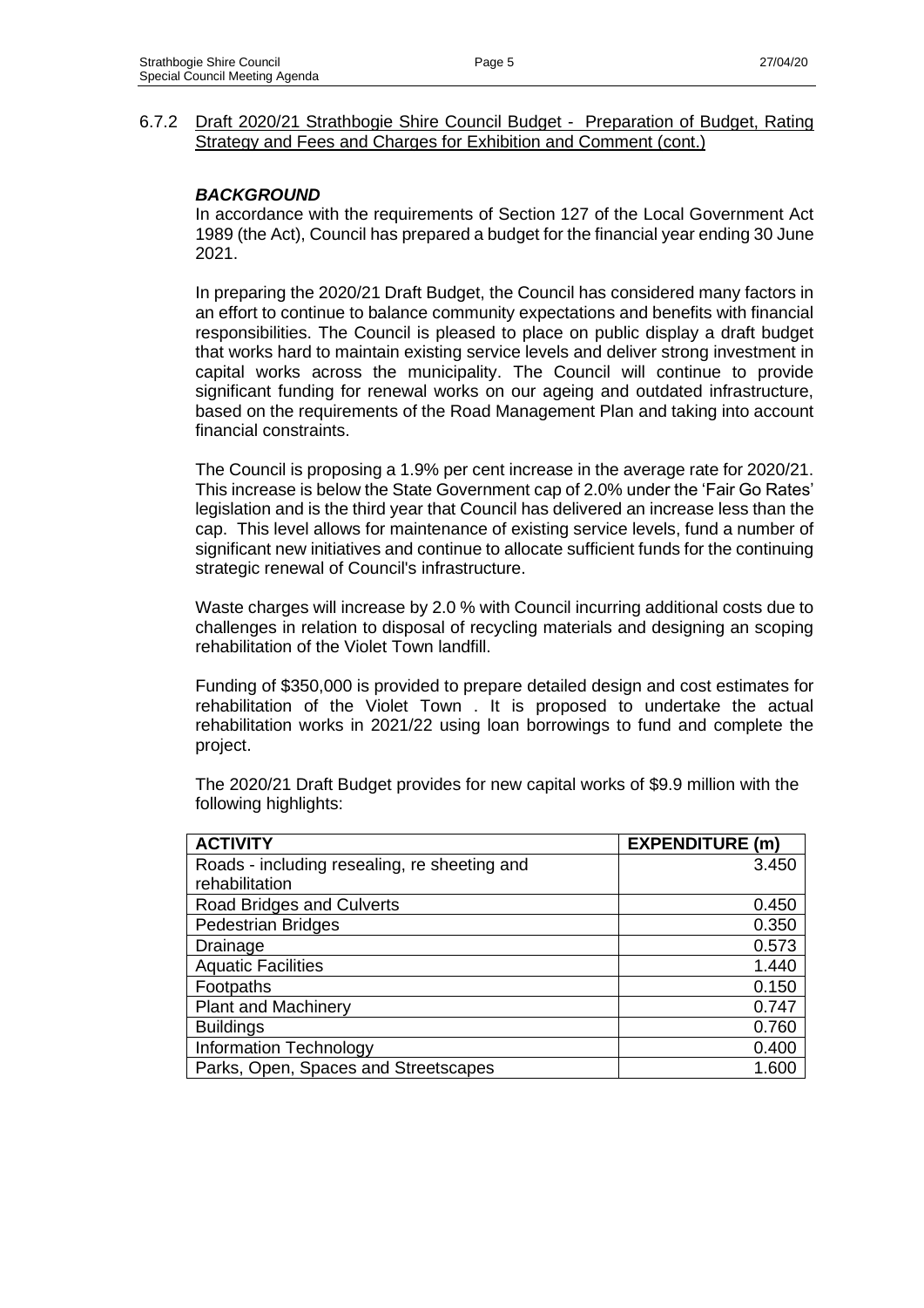6.7.2 Draft 2020/21 Strathbogie Shire Council Budget - Preparation of Budget, Rating Strategy and Fees and Charges for Exhibition and Comment (cont.)

***BACKGROUND***

In accordance with the requirements of Section 127 of the Local Government Act 1989 (the Act), Council has prepared a budget for the financial year ending 30 June 2021.

In preparing the 2020/21 Draft Budget, the Council has considered many factors in an effort to continue to balance community expectations and benefits with financial responsibilities. The Council is pleased to place on public display a draft budget that works hard to maintain existing service levels and deliver strong investment in capital works across the municipality. The Council will continue to provide significant funding for renewal works on our ageing and outdated infrastructure, based on the requirements of the Road Management Plan and taking into account financial constraints.

The Council is proposing a 1.9% per cent increase in the average rate for 2020/21. This increase is below the State Government cap of 2.0% under the 'Fair Go Rates' legislation and is the third year that Council has delivered an increase less than the cap. This level allows for maintenance of existing service levels, fund a number of significant new initiatives and continue to allocate sufficient funds for the continuing strategic renewal of Council's infrastructure.

Waste charges will increase by 2.0 % with Council incurring additional costs due to challenges in relation to disposal of recycling materials and designing an scoping rehabilitation of the Violet Town landfill.

Funding of $350,000 is provided to prepare detailed design and cost estimates for rehabilitation of the Violet Town . It is proposed to undertake the actual rehabilitation works in 2021/22 using loan borrowings to fund and complete the project.

The 2020/21 Draft Budget provides for new capital works of $9.9 million with the following highlights:

| ACTIVITY | EXPENDITURE (m) |
|---|---|
| Roads - including resealing, re sheeting and rehabilitation | 3.450 |
| Road Bridges and Culverts | 0.450 |
| Pedestrian Bridges | 0.350 |
| Drainage | 0.573 |
| Aquatic Facilities | 1.440 |
| Footpaths | 0.150 |
| Plant and Machinery | 0.747 |
| Buildings | 0.760 |
| Information Technology | 0.400 |
| Parks, Open, Spaces and Streetscapes | 1.600 |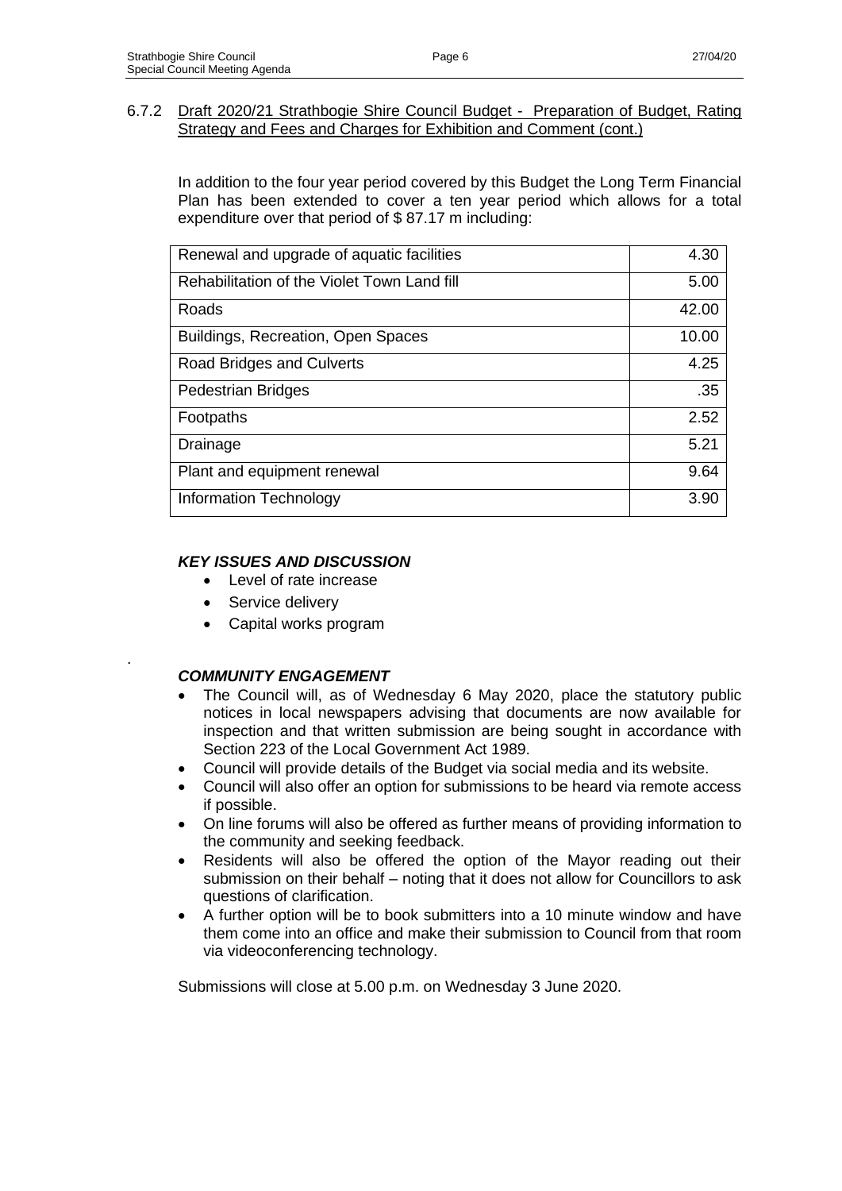6.7.2 Draft 2020/21 Strathbogie Shire Council Budget - Preparation of Budget, Rating Strategy and Fees and Charges for Exhibition and Comment (cont.)

In addition to the four year period covered by this Budget the Long Term Financial Plan has been extended to cover a ten year period which allows for a total expenditure over that period of $ 87.17 m including:

| | |
|---|---:|
| Renewal and upgrade of aquatic facilities | 4.30 |
| Rehabilitation of the Violet Town Land fill | 5.00 |
| Roads | 42.00 |
| Buildings, Recreation, Open Spaces | 10.00 |
| Road Bridges and Culverts | 4.25 |
| Pedestrian Bridges | .35 |
| Footpaths | 2.52 |
| Drainage | 5.21 |
| Plant and equipment renewal | 9.64 |
| Information Technology | 3.90 |

***KEY ISSUES AND DISCUSSION***

- Level of rate increase
- Service delivery
- Capital works program

.

***COMMUNITY ENGAGEMENT***

- The Council will, as of Wednesday 6 May 2020, place the statutory public notices in local newspapers advising that documents are now available for inspection and that written submission are being sought in accordance with Section 223 of the Local Government Act 1989.
- Council will provide details of the Budget via social media and its website.
- Council will also offer an option for submissions to be heard via remote access if possible.
- On line forums will also be offered as further means of providing information to the community and seeking feedback.
- Residents will also be offered the option of the Mayor reading out their submission on their behalf – noting that it does not allow for Councillors to ask questions of clarification.
- A further option will be to book submitters into a 10 minute window and have them come into an office and make their submission to Council from that room via videoconferencing technology.

Submissions will close at 5.00 p.m. on Wednesday 3 June 2020.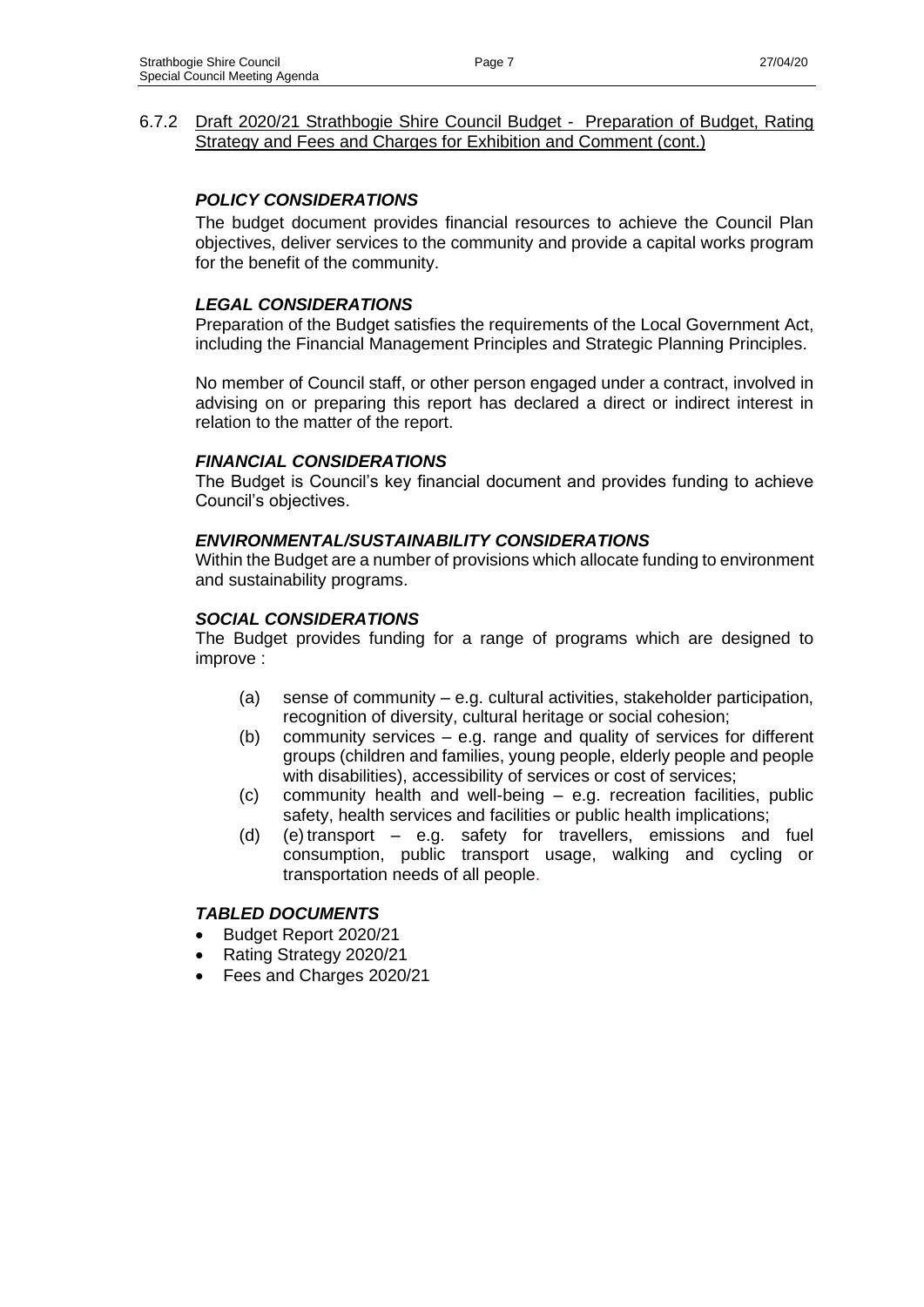6.7.2 Draft 2020/21 Strathbogie Shire Council Budget - Preparation of Budget, Rating Strategy and Fees and Charges for Exhibition and Comment (cont.)

### *POLICY CONSIDERATIONS*

The budget document provides financial resources to achieve the Council Plan objectives, deliver services to the community and provide a capital works program for the benefit of the community.

### *LEGAL CONSIDERATIONS*

Preparation of the Budget satisfies the requirements of the Local Government Act, including the Financial Management Principles and Strategic Planning Principles.

No member of Council staff, or other person engaged under a contract, involved in advising on or preparing this report has declared a direct or indirect interest in relation to the matter of the report.

### *FINANCIAL CONSIDERATIONS*

The Budget is Council's key financial document and provides funding to achieve Council's objectives.

### *ENVIRONMENTAL/SUSTAINABILITY CONSIDERATIONS*

Within the Budget are a number of provisions which allocate funding to environment and sustainability programs.

### *SOCIAL CONSIDERATIONS*

The Budget provides funding for a range of programs which are designed to improve :

(a) sense of community – e.g. cultural activities, stakeholder participation, recognition of diversity, cultural heritage or social cohesion;
(b) community services – e.g. range and quality of services for different groups (children and families, young people, elderly people and people with disabilities), accessibility of services or cost of services;
(c) community health and well-being – e.g. recreation facilities, public safety, health services and facilities or public health implications;
(d) (e) transport – e.g. safety for travellers, emissions and fuel consumption, public transport usage, walking and cycling or transportation needs of all people.

### *TABLED DOCUMENTS*

- Budget Report 2020/21
- Rating Strategy 2020/21
- Fees and Charges 2020/21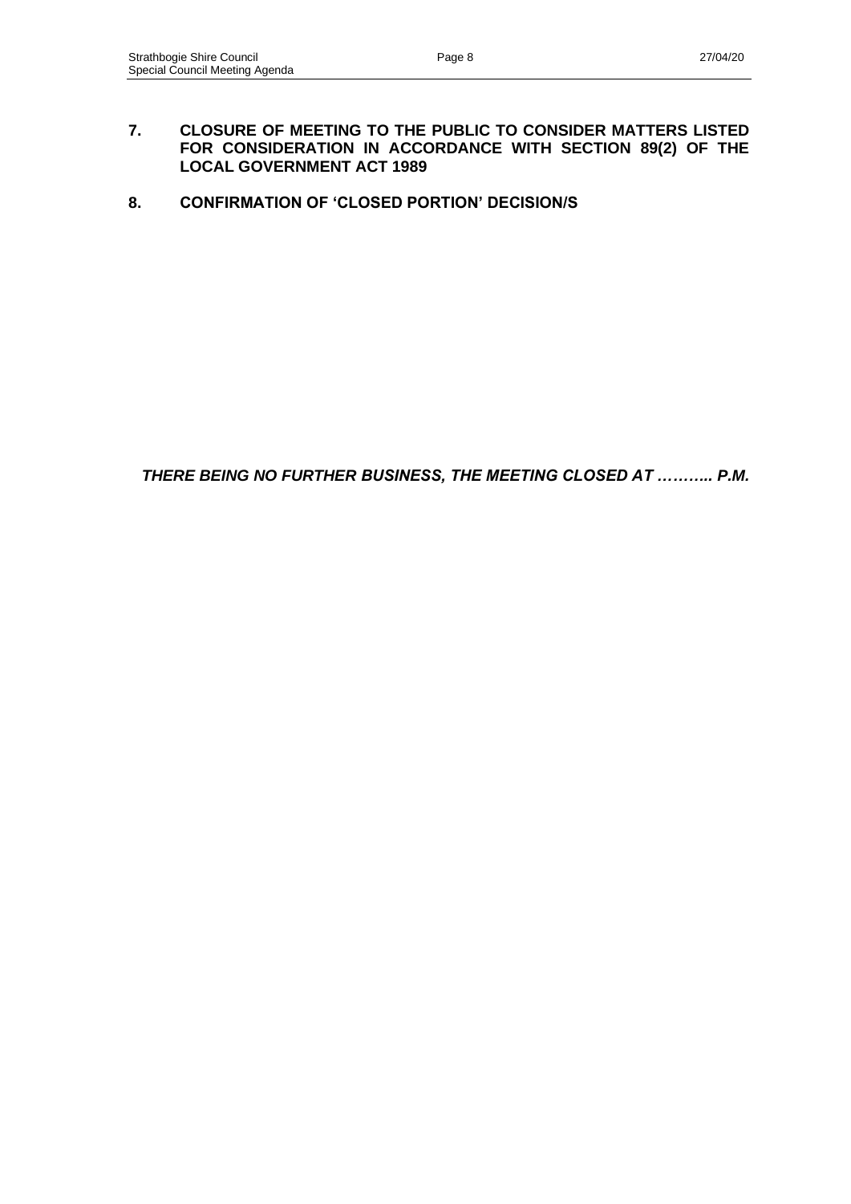## 7. CLOSURE OF MEETING TO THE PUBLIC TO CONSIDER MATTERS LISTED FOR CONSIDERATION IN ACCORDANCE WITH SECTION 89(2) OF THE LOCAL GOVERNMENT ACT 1989

## 8. CONFIRMATION OF 'CLOSED PORTION' DECISION/S

***THERE BEING NO FURTHER BUSINESS, THE MEETING CLOSED AT ……….. P.M.***